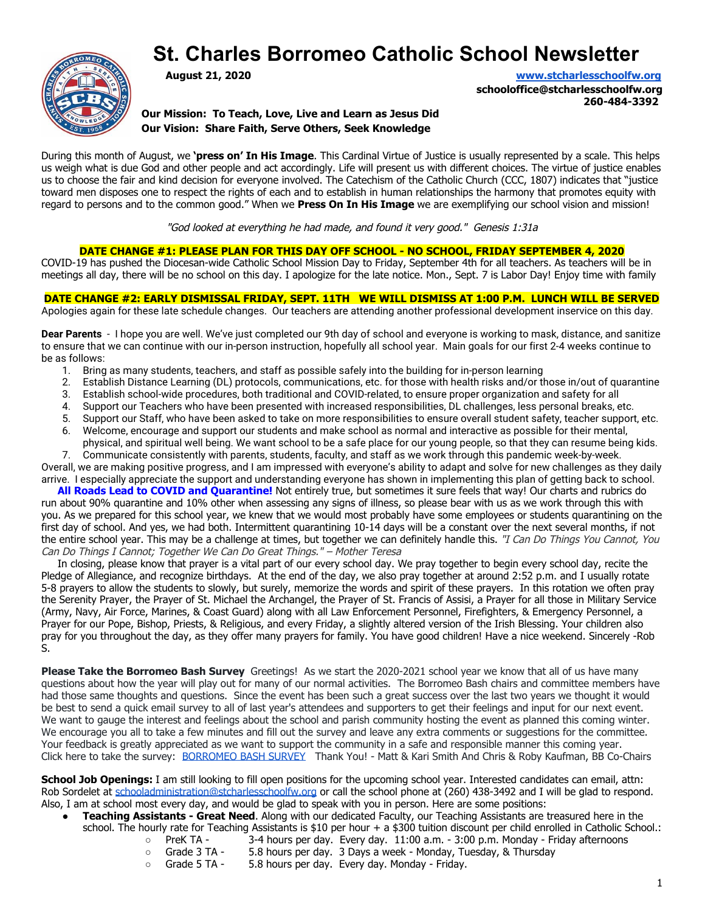# St. Charles Borromeo Catholic School Newsletter

**August 21, 2020**

[www.stcharlesschoolfw.org](http://www.stcharlesschoolfw.org)
**schooloffice@stcharlesschoolfw.org**
**260-484-3392**

**Our Mission: To Teach, Love, Live and Learn as Jesus Did**
**Our Vision: Share Faith, Serve Others, Seek Knowledge**

During this month of August, we **'press on' In His Image**. This Cardinal Virtue of Justice is usually represented by a scale. This helps us weigh what is due God and other people and act accordingly. Life will present us with different choices. The virtue of justice enables us to choose the fair and kind decision for everyone involved. The Catechism of the Catholic Church (CCC, 1807) indicates that "justice toward men disposes one to respect the rights of each and to establish in human relationships the harmony that promotes equity with regard to persons and to the common good." When we **Press On In His Image** we are exemplifying our school vision and mission!

*"God looked at everything he had made, and found it very good." Genesis 1:31a*

**DATE CHANGE #1: PLEASE PLAN FOR THIS DAY OFF SCHOOL - NO SCHOOL, FRIDAY SEPTEMBER 4, 2020**
COVID-19 has pushed the Diocesan-wide Catholic School Mission Day to Friday, September 4th for all teachers. As teachers will be in meetings all day, there will be no school on this day. I apologize for the late notice. Mon., Sept. 7 is Labor Day! Enjoy time with family

**DATE CHANGE #2: EARLY DISMISSAL FRIDAY, SEPT. 11TH WE WILL DISMISS AT 1:00 P.M. LUNCH WILL BE SERVED**
Apologies again for these late schedule changes. Our teachers are attending another professional development inservice on this day.

**Dear Parents** - I hope you are well. We've just completed our 9th day of school and everyone is working to mask, distance, and sanitize to ensure that we can continue with our in-person instruction, hopefully all school year. Main goals for our first 2-4 weeks continue to be as follows:

1. Bring as many students, teachers, and staff as possible safely into the building for in-person learning
2. Establish Distance Learning (DL) protocols, communications, etc. for those with health risks and/or those in/out of quarantine
3. Establish school-wide procedures, both traditional and COVID-related, to ensure proper organization and safety for all
4. Support our Teachers who have been presented with increased responsibilities, DL challenges, less personal breaks, etc.
5. Support our Staff, who have been asked to take on more responsibilities to ensure overall student safety, teacher support, etc.
6. Welcome, encourage and support our students and make school as normal and interactive as possible for their mental, physical, and spiritual well being. We want school to be a safe place for our young people, so that they can resume being kids.
7. Communicate consistently with parents, students, faculty, and staff as we work through this pandemic week-by-week.

Overall, we are making positive progress, and I am impressed with everyone's ability to adapt and solve for new challenges as they daily arrive. I especially appreciate the support and understanding everyone has shown in implementing this plan of getting back to school.

**All Roads Lead to COVID and Quarantine!** Not entirely true, but sometimes it sure feels that way! Our charts and rubrics do run about 90% quarantine and 10% other when assessing any signs of illness, so please bear with us as we work through this with you. As we prepared for this school year, we knew that we would most probably have some employees or students quarantining on the first day of school. And yes, we had both. Intermittent quarantining 10-14 days will be a constant over the next several months, if not the entire school year. This may be a challenge at times, but together we can definitely handle this. *"I Can Do Things You Cannot, You Can Do Things I Cannot; Together We Can Do Great Things." – Mother Teresa*

In closing, please know that prayer is a vital part of our every school day. We pray together to begin every school day, recite the Pledge of Allegiance, and recognize birthdays. At the end of the day, we also pray together at around 2:52 p.m. and I usually rotate 5-8 prayers to allow the students to slowly, but surely, memorize the words and spirit of these prayers. In this rotation we often pray the Serenity Prayer, the Prayer of St. Michael the Archangel, the Prayer of St. Francis of Assisi, a Prayer for all those in Military Service (Army, Navy, Air Force, Marines, & Coast Guard) along with all Law Enforcement Personnel, Firefighters, & Emergency Personnel, a Prayer for our Pope, Bishop, Priests, & Religious, and every Friday, a slightly altered version of the Irish Blessing. Your children also pray for you throughout the day, as they offer many prayers for family. You have good children! Have a nice weekend. Sincerely -Rob S.

**Please Take the Borromeo Bash Survey** Greetings! As we start the 2020-2021 school year we know that all of us have many questions about how the year will play out for many of our normal activities. The Borromeo Bash chairs and committee members have had those same thoughts and questions. Since the event has been such a great success over the last two years we thought it would be best to send a quick email survey to all of last year's attendees and supporters to get their feelings and input for our next event. We want to gauge the interest and feelings about the school and parish community hosting the event as planned this coming winter. We encourage you all to take a few minutes and fill out the survey and leave any extra comments or suggestions for the committee. Your feedback is greatly appreciated as we want to support the community in a safe and responsible manner this coming year. Click here to take the survey: BORROMEO BASH SURVEY Thank You! - Matt & Kari Smith And Chris & Roby Kaufman, BB Co-Chairs

**School Job Openings:** I am still looking to fill open positions for the upcoming school year. Interested candidates can email, attn: Rob Sordelet at schooladministration@stcharlesschoolfw.org or call the school phone at (260) 438-3492 and I will be glad to respond. Also, I am at school most every day, and would be glad to speak with you in person. Here are some positions:

- **Teaching Assistants - Great Need**. Along with our dedicated Faculty, our Teaching Assistants are treasured here in the school. The hourly rate for Teaching Assistants is $10 per hour + a $300 tuition discount per child enrolled in Catholic School.:
  - PreK TA - 3-4 hours per day. Every day. 11:00 a.m. - 3:00 p.m. Monday - Friday afternoons
  - Grade 3 TA - 5.8 hours per day. 3 Days a week - Monday, Tuesday, & Thursday
  - Grade 5 TA - 5.8 hours per day. Every day. Monday - Friday.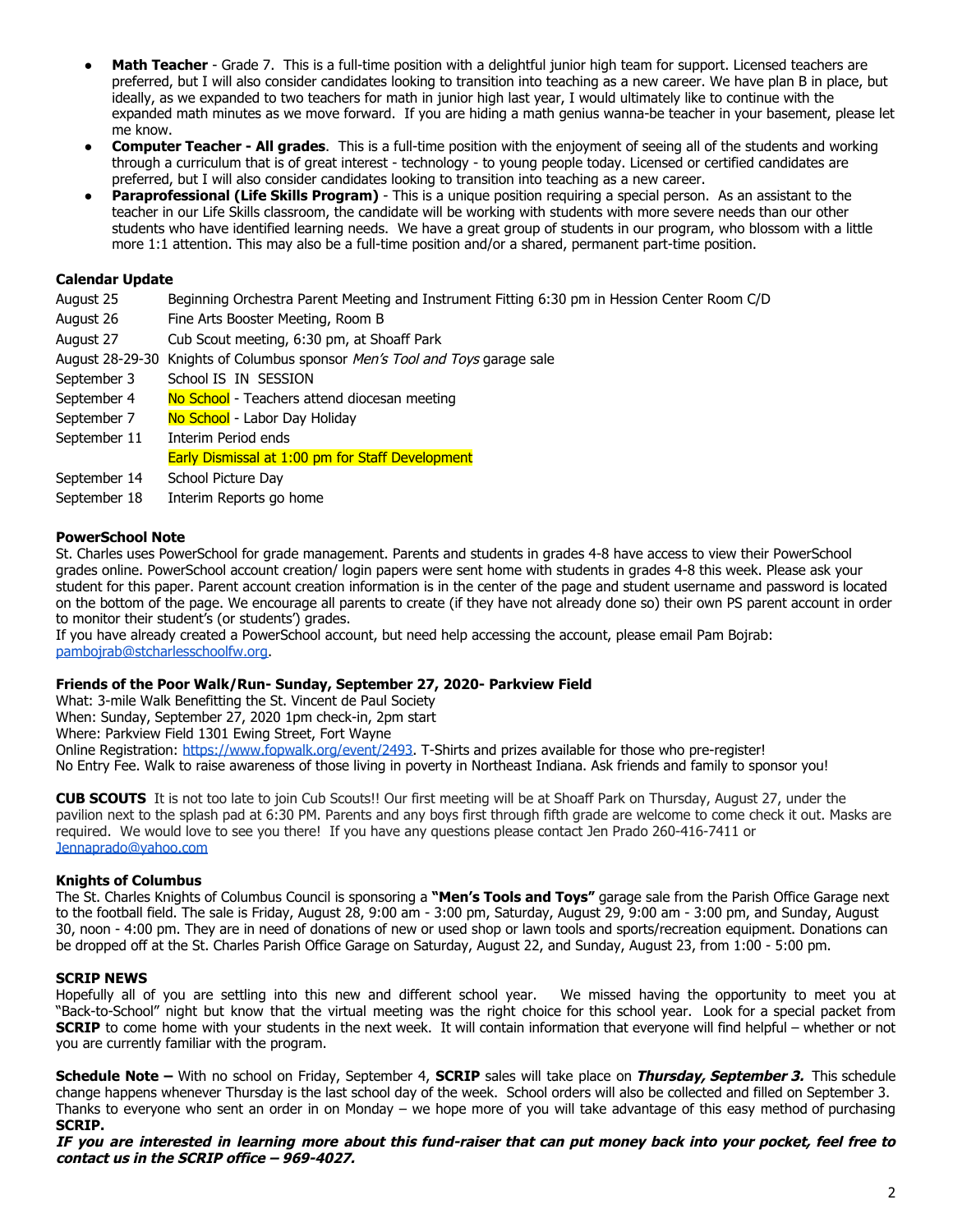- **Math Teacher** - Grade 7. This is a full-time position with a delightful junior high team for support. Licensed teachers are preferred, but I will also consider candidates looking to transition into teaching as a new career. We have plan B in place, but ideally, as we expanded to two teachers for math in junior high last year, I would ultimately like to continue with the expanded math minutes as we move forward. If you are hiding a math genius wanna-be teacher in your basement, please let me know.
- **Computer Teacher - All grades**. This is a full-time position with the enjoyment of seeing all of the students and working through a curriculum that is of great interest - technology - to young people today. Licensed or certified candidates are preferred, but I will also consider candidates looking to transition into teaching as a new career.
- **Paraprofessional (Life Skills Program)** - This is a unique position requiring a special person. As an assistant to the teacher in our Life Skills classroom, the candidate will be working with students with more severe needs than our other students who have identified learning needs. We have a great group of students in our program, who blossom with a little more 1:1 attention. This may also be a full-time position and/or a shared, permanent part-time position.

**Calendar Update**

| | |
|---|---|
| August 25 | Beginning Orchestra Parent Meeting and Instrument Fitting 6:30 pm in Hession Center Room C/D |
| August 26 | Fine Arts Booster Meeting, Room B |
| August 27 | Cub Scout meeting, 6:30 pm, at Shoaff Park |
| August 28-29-30 | Knights of Columbus sponsor *Men's Tool and Toys* garage sale |
| September 3 | School IS IN SESSION |
| September 4 | No School - Teachers attend diocesan meeting |
| September 7 | No School - Labor Day Holiday |
| September 11 | Interim Period ends |
| | Early Dismissal at 1:00 pm for Staff Development |
| September 14 | School Picture Day |
| September 18 | Interim Reports go home |

**PowerSchool Note**

St. Charles uses PowerSchool for grade management. Parents and students in grades 4-8 have access to view their PowerSchool grades online. PowerSchool account creation/ login papers were sent home with students in grades 4-8 this week. Please ask your student for this paper. Parent account creation information is in the center of the page and student username and password is located on the bottom of the page. We encourage all parents to create (if they have not already done so) their own PS parent account in order to monitor their student's (or students') grades.

If you have already created a PowerSchool account, but need help accessing the account, please email Pam Bojrab: pambojrab@stcharlesschoolfw.org.

**Friends of the Poor Walk/Run- Sunday, September 27, 2020- Parkview Field**

What: 3-mile Walk Benefitting the St. Vincent de Paul Society
When: Sunday, September 27, 2020 1pm check-in, 2pm start
Where: Parkview Field 1301 Ewing Street, Fort Wayne
Online Registration: https://www.fopwalk.org/event/2493. T-Shirts and prizes available for those who pre-register!
No Entry Fee. Walk to raise awareness of those living in poverty in Northeast Indiana. Ask friends and family to sponsor you!

**CUB SCOUTS** It is not too late to join Cub Scouts!! Our first meeting will be at Shoaff Park on Thursday, August 27, under the pavilion next to the splash pad at 6:30 PM. Parents and any boys first through fifth grade are welcome to come check it out. Masks are required. We would love to see you there! If you have any questions please contact Jen Prado 260-416-7411 or Jennaprado@yahoo.com

**Knights of Columbus**

The St. Charles Knights of Columbus Council is sponsoring a **"Men's Tools and Toys"** garage sale from the Parish Office Garage next to the football field. The sale is Friday, August 28, 9:00 am - 3:00 pm, Saturday, August 29, 9:00 am - 3:00 pm, and Sunday, August 30, noon - 4:00 pm. They are in need of donations of new or used shop or lawn tools and sports/recreation equipment. Donations can be dropped off at the St. Charles Parish Office Garage on Saturday, August 22, and Sunday, August 23, from 1:00 - 5:00 pm.

**SCRIP NEWS**

Hopefully all of you are settling into this new and different school year. We missed having the opportunity to meet you at "Back-to-School" night but know that the virtual meeting was the right choice for this school year. Look for a special packet from **SCRIP** to come home with your students in the next week. It will contain information that everyone will find helpful – whether or not you are currently familiar with the program.

**Schedule Note –** With no school on Friday, September 4, **SCRIP** sales will take place on ***Thursday, September 3.*** This schedule change happens whenever Thursday is the last school day of the week. School orders will also be collected and filled on September 3. Thanks to everyone who sent an order in on Monday – we hope more of you will take advantage of this easy method of purchasing **SCRIP.**

***IF you are interested in learning more about this fund-raiser that can put money back into your pocket, feel free to contact us in the SCRIP office – 969-4027.***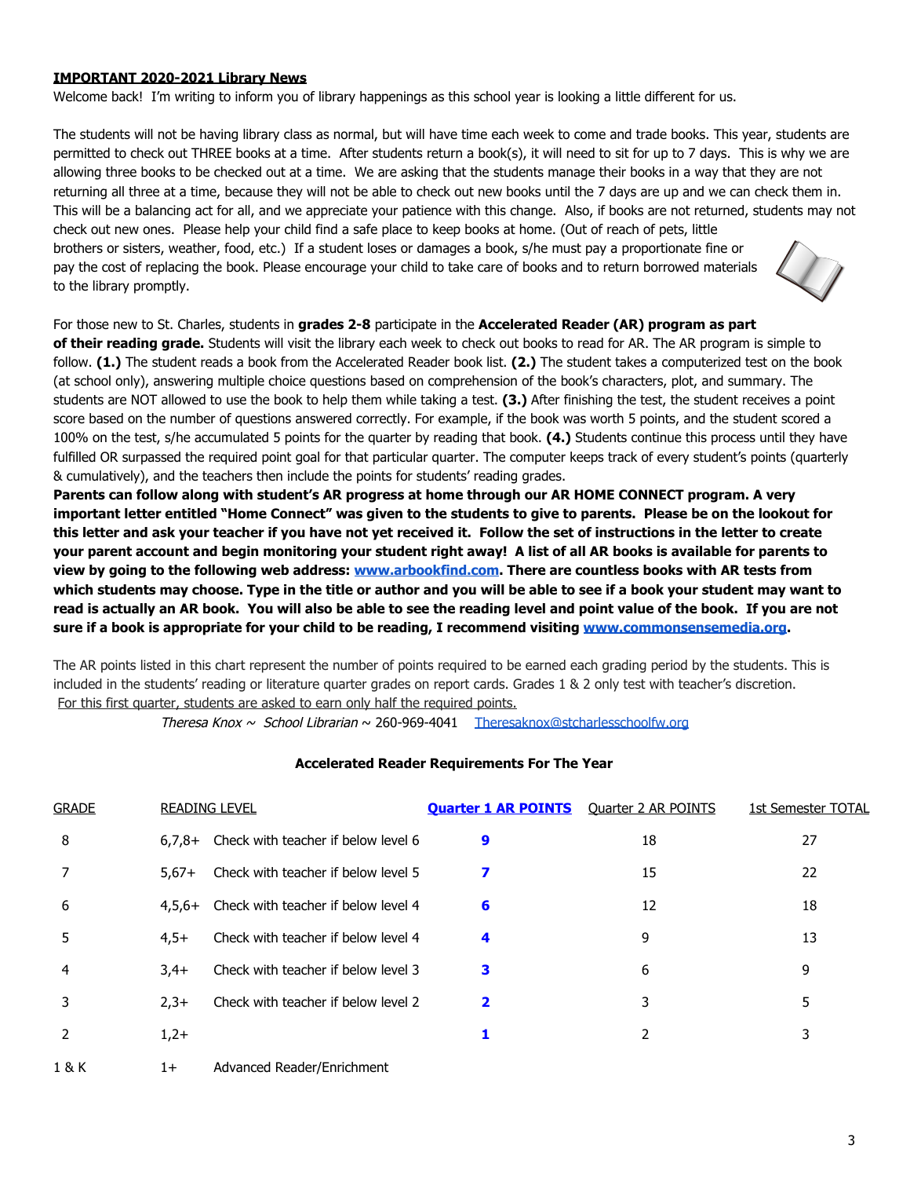**IMPORTANT 2020-2021 Library News**

Welcome back! I'm writing to inform you of library happenings as this school year is looking a little different for us.

The students will not be having library class as normal, but will have time each week to come and trade books. This year, students are permitted to check out THREE books at a time. After students return a book(s), it will need to sit for up to 7 days. This is why we are allowing three books to be checked out at a time. We are asking that the students manage their books in a way that they are not returning all three at a time, because they will not be able to check out new books until the 7 days are up and we can check them in. This will be a balancing act for all, and we appreciate your patience with this change. Also, if books are not returned, students may not check out new ones. Please help your child find a safe place to keep books at home. (Out of reach of pets, little brothers or sisters, weather, food, etc.) If a student loses or damages a book, s/he must pay a proportionate fine or pay the cost of replacing the book. Please encourage your child to take care of books and to return borrowed materials to the library promptly.

For those new to St. Charles, students in **grades 2-8** participate in the **Accelerated Reader (AR) program as part of their reading grade.** Students will visit the library each week to check out books to read for AR. The AR program is simple to follow. **(1.)** The student reads a book from the Accelerated Reader book list. **(2.)** The student takes a computerized test on the book (at school only), answering multiple choice questions based on comprehension of the book's characters, plot, and summary. The students are NOT allowed to use the book to help them while taking a test. **(3.)** After finishing the test, the student receives a point score based on the number of questions answered correctly. For example, if the book was worth 5 points, and the student scored a 100% on the test, s/he accumulated 5 points for the quarter by reading that book. **(4.)** Students continue this process until they have fulfilled OR surpassed the required point goal for that particular quarter. The computer keeps track of every student's points (quarterly & cumulatively), and the teachers then include the points for students' reading grades.

**Parents can follow along with student's AR progress at home through our AR HOME CONNECT program. A very important letter entitled "Home Connect" was given to the students to give to parents. Please be on the lookout for this letter and ask your teacher if you have not yet received it. Follow the set of instructions in the letter to create your parent account and begin monitoring your student right away! A list of all AR books is available for parents to view by going to the following web address: www.arbookfind.com. There are countless books with AR tests from which students may choose. Type in the title or author and you will be able to see if a book your student may want to read is actually an AR book. You will also be able to see the reading level and point value of the book. If you are not sure if a book is appropriate for your child to be reading, I recommend visiting www.commonsensemedia.org.**

The AR points listed in this chart represent the number of points required to be earned each grading period by the students. This is included in the students' reading or literature quarter grades on report cards. Grades 1 & 2 only test with teacher's discretion.

For this first quarter, students are asked to earn only half the required points.

*Theresa Knox ~ School Librarian* ~ 260-969-4041 Theresaknox@stcharlesschoolfw.org

**Accelerated Reader Requirements For The Year**

| GRADE | READING LEVEL | | Quarter 1 AR POINTS | Quarter 2 AR POINTS | 1st Semester TOTAL |
|---|---|---|---|---|---|
| 8 | 6,7,8+ | Check with teacher if below level 6 | **9** | 18 | 27 |
| 7 | 5,67+ | Check with teacher if below level 5 | **7** | 15 | 22 |
| 6 | 4,5,6+ | Check with teacher if below level 4 | **6** | 12 | 18 |
| 5 | 4,5+ | Check with teacher if below level 4 | **4** | 9 | 13 |
| 4 | 3,4+ | Check with teacher if below level 3 | **3** | 6 | 9 |
| 3 | 2,3+ | Check with teacher if below level 2 | **2** | 3 | 5 |
| 2 | 1,2+ | | **1** | 2 | 3 |
| 1 & K | 1+ | Advanced Reader/Enrichment | | | |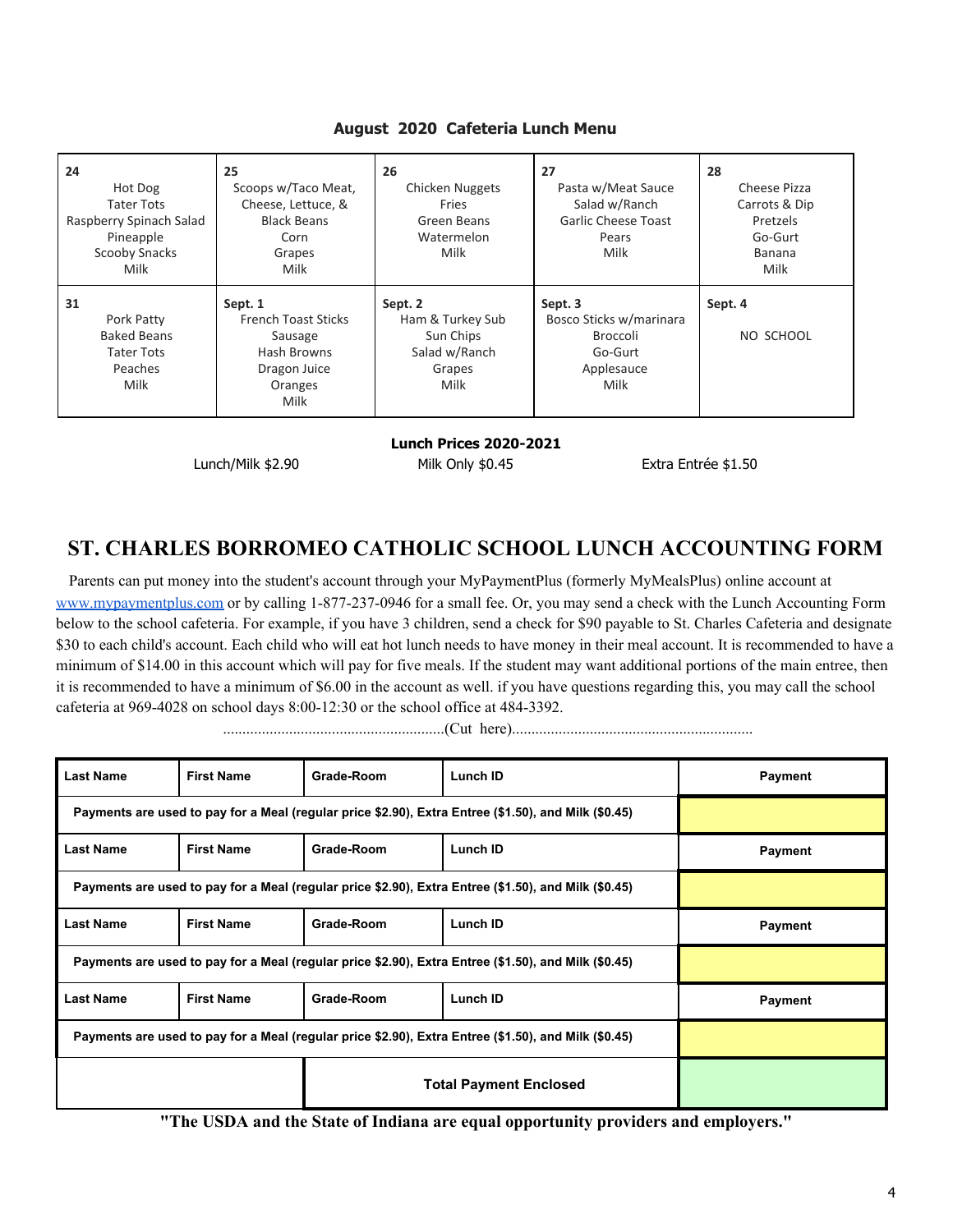## August 2020 Cafeteria Lunch Menu

| | | | | |
|---|---|---|---|---|
| **24**<br>Hot Dog<br>Tater Tots<br>Raspberry Spinach Salad<br>Pineapple<br>Scooby Snacks<br>Milk | **25**<br>Scoops w/Taco Meat, Cheese, Lettuce, & Black Beans<br>Corn<br>Grapes<br>Milk | **26**<br>Chicken Nuggets<br>Fries<br>Green Beans<br>Watermelon<br>Milk | **27**<br>Pasta w/Meat Sauce<br>Salad w/Ranch<br>Garlic Cheese Toast<br>Pears<br>Milk | **28**<br>Cheese Pizza<br>Carrots & Dip<br>Pretzels<br>Go-Gurt<br>Banana<br>Milk |
| **31**<br>Pork Patty<br>Baked Beans<br>Tater Tots<br>Peaches<br>Milk | **Sept. 1**<br>French Toast Sticks<br>Sausage<br>Hash Browns<br>Dragon Juice<br>Oranges<br>Milk | **Sept. 2**<br>Ham & Turkey Sub<br>Sun Chips<br>Salad w/Ranch<br>Grapes<br>Milk | **Sept. 3**<br>Bosco Sticks w/marinara<br>Broccoli<br>Go-Gurt<br>Applesauce<br>Milk | **Sept. 4**<br>NO SCHOOL |

**Lunch Prices 2020-2021**

Lunch/Milk $2.90 | Milk Only $0.45 | Extra Entrée $1.50

# ST. CHARLES BORROMEO CATHOLIC SCHOOL LUNCH ACCOUNTING FORM

Parents can put money into the student's account through your MyPaymentPlus (formerly MyMealsPlus) online account at www.mypaymentplus.com or by calling 1-877-237-0946 for a small fee. Or, you may send a check with the Lunch Accounting Form below to the school cafeteria. For example, if you have 3 children, send a check for $90 payable to St. Charles Cafeteria and designate $30 to each child's account. Each child who will eat hot lunch needs to have money in their meal account. It is recommended to have a minimum of $14.00 in this account which will pay for five meals. If the student may want additional portions of the main entree, then it is recommended to have a minimum of $6.00 in the account as well. if you have questions regarding this, you may call the school cafeteria at 969-4028 on school days 8:00-12:30 or the school office at 484-3392.

........................................................(Cut here)............................................................

| Last Name | First Name | Grade-Room | Lunch ID | Payment |
|---|---|---|---|---|
| Payments are used to pay for a Meal (regular price $2.90), Extra Entree ($1.50), and Milk ($0.45) | | | | |
| **Last Name** | **First Name** | **Grade-Room** | **Lunch ID** | **Payment** |
| Payments are used to pay for a Meal (regular price $2.90), Extra Entree ($1.50), and Milk ($0.45) | | | | |
| **Last Name** | **First Name** | **Grade-Room** | **Lunch ID** | **Payment** |
| Payments are used to pay for a Meal (regular price $2.90), Extra Entree ($1.50), and Milk ($0.45) | | | | |
| **Last Name** | **First Name** | **Grade-Room** | **Lunch ID** | **Payment** |
| Payments are used to pay for a Meal (regular price $2.90), Extra Entree ($1.50), and Milk ($0.45) | | | | |
| | | **Total Payment Enclosed** | | |

**"The USDA and the State of Indiana are equal opportunity providers and employers."**